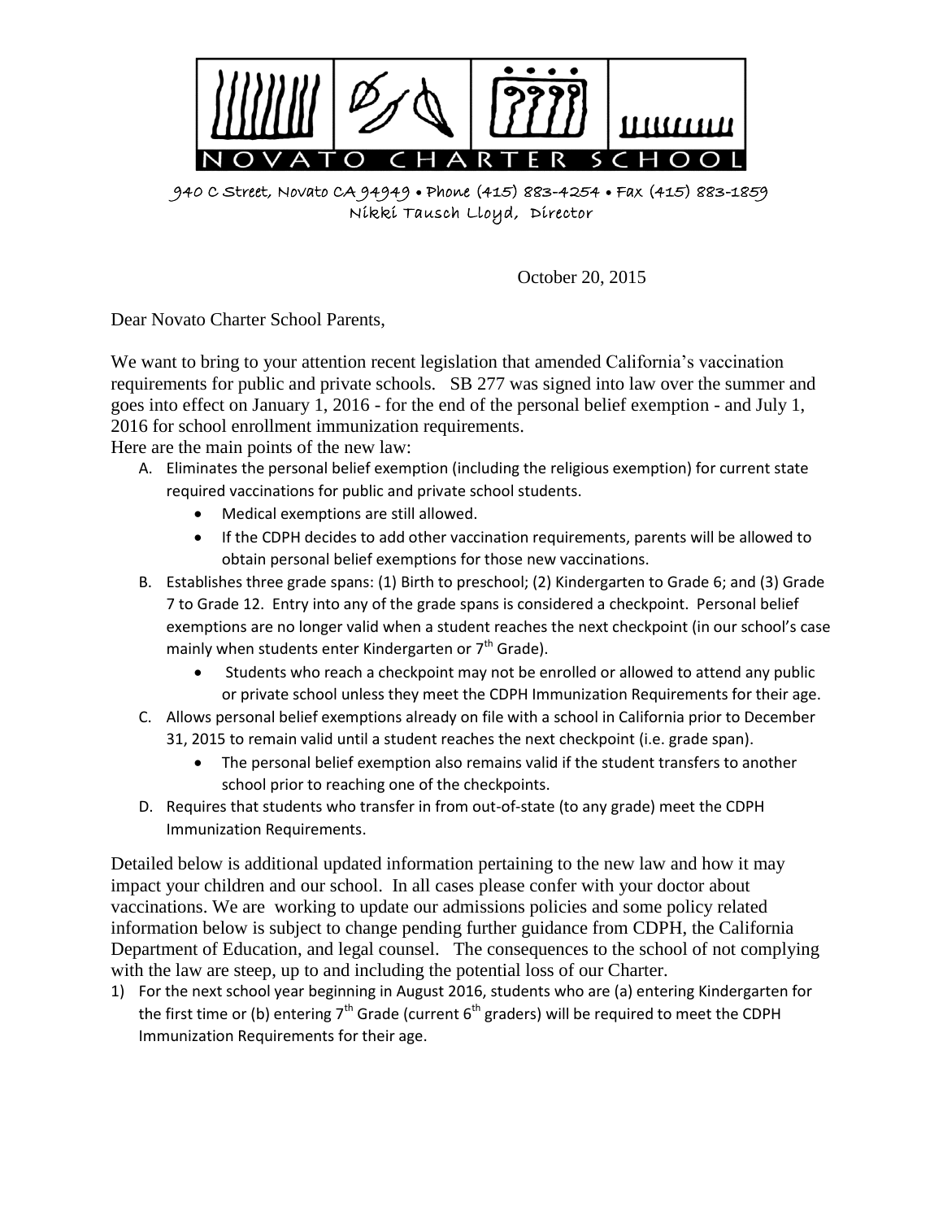# NOVATO CHARTER SCHOOL

940 C Street, Novato CA 94949 • Phone (415) 883-4254 • Fax (415) 883-1859
Nikki Tausch Lloyd, Director

October 20, 2015

Dear Novato Charter School Parents,

We want to bring to your attention recent legislation that amended California's vaccination requirements for public and private schools. SB 277 was signed into law over the summer and goes into effect on January 1, 2016 - for the end of the personal belief exemption - and July 1, 2016 for school enrollment immunization requirements.

Here are the main points of the new law:

A. Eliminates the personal belief exemption (including the religious exemption) for current state required vaccinations for public and private school students.
   - Medical exemptions are still allowed.
   - If the CDPH decides to add other vaccination requirements, parents will be allowed to obtain personal belief exemptions for those new vaccinations.
B. Establishes three grade spans: (1) Birth to preschool; (2) Kindergarten to Grade 6; and (3) Grade 7 to Grade 12. Entry into any of the grade spans is considered a checkpoint. Personal belief exemptions are no longer valid when a student reaches the next checkpoint (in our school's case mainly when students enter Kindergarten or 7th Grade).
   - Students who reach a checkpoint may not be enrolled or allowed to attend any public or private school unless they meet the CDPH Immunization Requirements for their age.
C. Allows personal belief exemptions already on file with a school in California prior to December 31, 2015 to remain valid until a student reaches the next checkpoint (i.e. grade span).
   - The personal belief exemption also remains valid if the student transfers to another school prior to reaching one of the checkpoints.
D. Requires that students who transfer in from out-of-state (to any grade) meet the CDPH Immunization Requirements.

Detailed below is additional updated information pertaining to the new law and how it may impact your children and our school. In all cases please confer with your doctor about vaccinations. We are working to update our admissions policies and some policy related information below is subject to change pending further guidance from CDPH, the California Department of Education, and legal counsel. The consequences to the school of not complying with the law are steep, up to and including the potential loss of our Charter.

1) For the next school year beginning in August 2016, students who are (a) entering Kindergarten for the first time or (b) entering 7th Grade (current 6th graders) will be required to meet the CDPH Immunization Requirements for their age.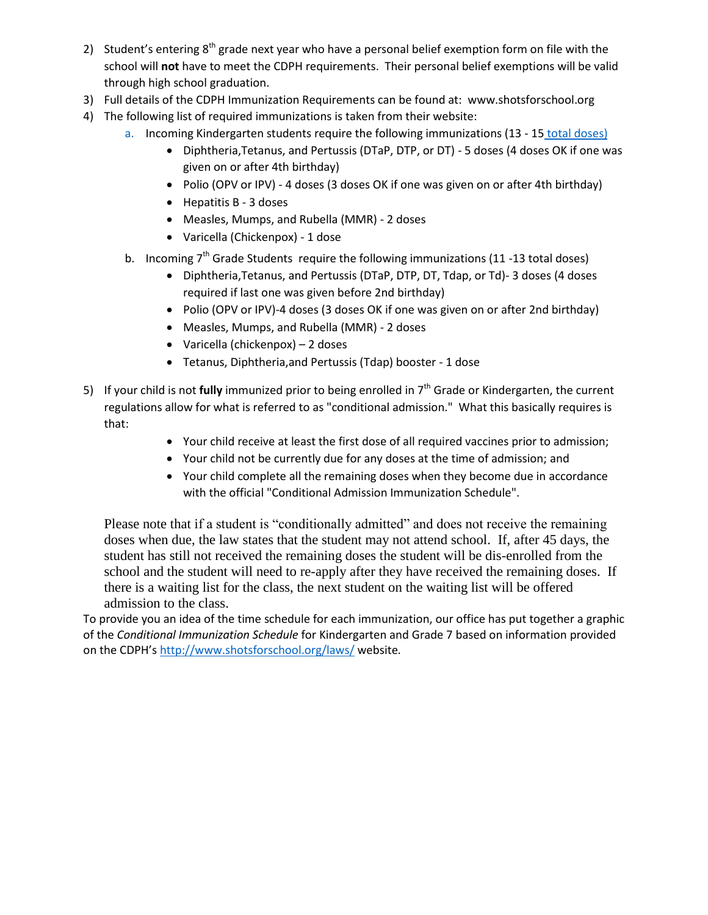2) Student's entering 8th grade next year who have a personal belief exemption form on file with the school will **not** have to meet the CDPH requirements. Their personal belief exemptions will be valid through high school graduation.
3) Full details of the CDPH Immunization Requirements can be found at: www.shotsforschool.org
4) The following list of required immunizations is taken from their website:
   a. Incoming Kindergarten students require the following immunizations (13 - 15 total doses)
      - Diphtheria,Tetanus, and Pertussis (DTaP, DTP, or DT) - 5 doses (4 doses OK if one was given on or after 4th birthday)
      - Polio (OPV or IPV) - 4 doses (3 doses OK if one was given on or after 4th birthday)
      - Hepatitis B - 3 doses
      - Measles, Mumps, and Rubella (MMR) - 2 doses
      - Varicella (Chickenpox) - 1 dose
   b. Incoming 7th Grade Students require the following immunizations (11 -13 total doses)
      - Diphtheria,Tetanus, and Pertussis (DTaP, DTP, DT, Tdap, or Td)- 3 doses (4 doses required if last one was given before 2nd birthday)
      - Polio (OPV or IPV)-4 doses (3 doses OK if one was given on or after 2nd birthday)
      - Measles, Mumps, and Rubella (MMR) - 2 doses
      - Varicella (chickenpox) – 2 doses
      - Tetanus, Diphtheria,and Pertussis (Tdap) booster - 1 dose
5) If your child is not **fully** immunized prior to being enrolled in 7th Grade or Kindergarten, the current regulations allow for what is referred to as "conditional admission." What this basically requires is that:
   - Your child receive at least the first dose of all required vaccines prior to admission;
   - Your child not be currently due for any doses at the time of admission; and
   - Your child complete all the remaining doses when they become due in accordance with the official "Conditional Admission Immunization Schedule".

   Please note that if a student is "conditionally admitted" and does not receive the remaining doses when due, the law states that the student may not attend school. If, after 45 days, the student has still not received the remaining doses the student will be dis-enrolled from the school and the student will need to re-apply after they have received the remaining doses. If there is a waiting list for the class, the next student on the waiting list will be offered admission to the class.

To provide you an idea of the time schedule for each immunization, our office has put together a graphic of the *Conditional Immunization Schedule* for Kindergarten and Grade 7 based on information provided on the CDPH's http://www.shotsforschool.org/laws/ website.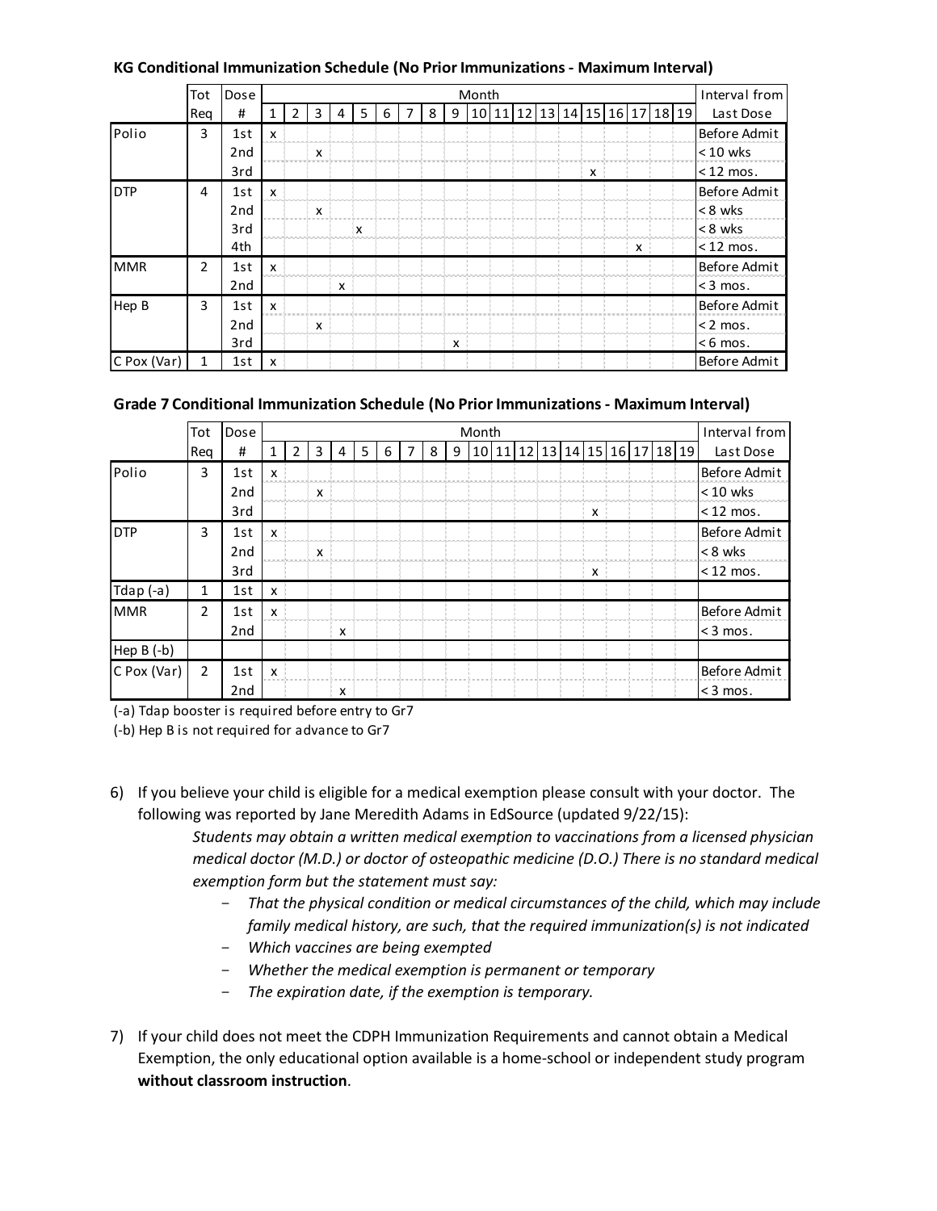**KG Conditional Immunization Schedule (No Prior Immunizations - Maximum Interval)**

| | Tot Req | Dose # | Month | | | | | | | | | | | | | | | | | | | Interval from Last Dose |
|---|---|---|---|---|---|---|---|---|---|---|---|---|---|---|---|---|---|---|---|---|---|---|
| | | | 1 | 2 | 3 | 4 | 5 | 6 | 7 | 8 | 9 | 10 | 11 | 12 | 13 | 14 | 15 | 16 | 17 | 18 | 19 | |
| Polio | 3 | 1st | x | | | | | | | | | | | | | | | | | | | Before Admit |
| | | 2nd | | | x | | | | | | | | | | | | | | | | | < 10 wks |
| | | 3rd | | | | | | | | | | | | | | | x | | | | | < 12 mos. |
| DTP | 4 | 1st | x | | | | | | | | | | | | | | | | | | | Before Admit |
| | | 2nd | | | x | | | | | | | | | | | | | | | | | < 8 wks |
| | | 3rd | | | | | x | | | | | | | | | | | | | | | < 8 wks |
| | | 4th | | | | | | | | | | | | | | | | | x | | | < 12 mos. |
| MMR | 2 | 1st | x | | | | | | | | | | | | | | | | | | | Before Admit |
| | | 2nd | | | | x | | | | | | | | | | | | | | | | < 3 mos. |
| Hep B | 3 | 1st | x | | | | | | | | | | | | | | | | | | | Before Admit |
| | | 2nd | | | x | | | | | | | | | | | | | | | | | < 2 mos. |
| | | 3rd | | | | | | | | | x | | | | | | | | | | | < 6 mos. |
| C Pox (Var) | 1 | 1st | x | | | | | | | | | | | | | | | | | | | Before Admit |

**Grade 7 Conditional Immunization Schedule (No Prior Immunizations - Maximum Interval)**

| | Tot Req | Dose # | Month | | | | | | | | | | | | | | | | | | | Interval from Last Dose |
|---|---|---|---|---|---|---|---|---|---|---|---|---|---|---|---|---|---|---|---|---|---|---|
| | | | 1 | 2 | 3 | 4 | 5 | 6 | 7 | 8 | 9 | 10 | 11 | 12 | 13 | 14 | 15 | 16 | 17 | 18 | 19 | |
| Polio | 3 | 1st | x | | | | | | | | | | | | | | | | | | | Before Admit |
| | | 2nd | | | x | | | | | | | | | | | | | | | | | < 10 wks |
| | | 3rd | | | | | | | | | | | | | | | x | | | | | < 12 mos. |
| DTP | 3 | 1st | x | | | | | | | | | | | | | | | | | | | Before Admit |
| | | 2nd | | | x | | | | | | | | | | | | | | | | | < 8 wks |
| | | 3rd | | | | | | | | | | | | | | | x | | | | | < 12 mos. |
| Tdap (-a) | 1 | 1st | x | | | | | | | | | | | | | | | | | | | |
| MMR | 2 | 1st | x | | | | | | | | | | | | | | | | | | | Before Admit |
| | | 2nd | | | | x | | | | | | | | | | | | | | | | < 3 mos. |
| Hep B (-b) | | | | | | | | | | | | | | | | | | | | | | |
| C Pox (Var) | 2 | 1st | x | | | | | | | | | | | | | | | | | | | Before Admit |
| | | 2nd | | | | x | | | | | | | | | | | | | | | | < 3 mos. |

(-a) Tdap booster is required before entry to Gr7

(-b) Hep B is not required for advance to Gr7

6) If you believe your child is eligible for a medical exemption please consult with your doctor. The following was reported by Jane Meredith Adams in EdSource (updated 9/22/15):

   *Students may obtain a written medical exemption to vaccinations from a licensed physician medical doctor (M.D.) or doctor of osteopathic medicine (D.O.) There is no standard medical exemption form but the statement must say:*

   - *That the physical condition or medical circumstances of the child, which may include family medical history, are such, that the required immunization(s) is not indicated*
   - *Which vaccines are being exempted*
   - *Whether the medical exemption is permanent or temporary*
   - *The expiration date, if the exemption is temporary.*

7) If your child does not meet the CDPH Immunization Requirements and cannot obtain a Medical Exemption, the only educational option available is a home-school or independent study program **without classroom instruction**.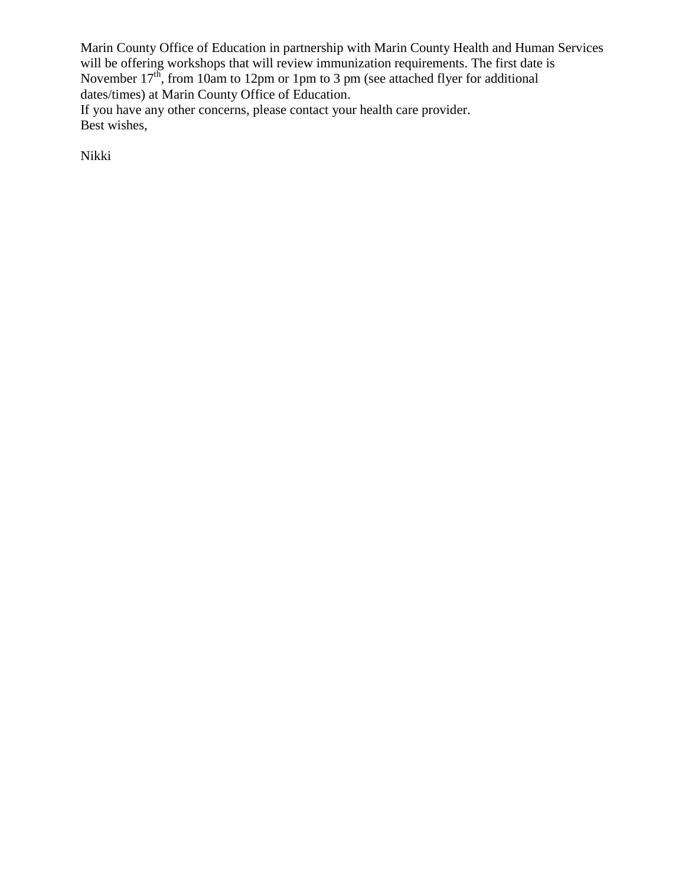Marin County Office of Education in partnership with Marin County Health and Human Services will be offering workshops that will review immunization requirements. The first date is November 17th, from 10am to 12pm or 1pm to 3 pm (see attached flyer for additional dates/times) at Marin County Office of Education.

If you have any other concerns, please contact your health care provider.

Best wishes,

Nikki